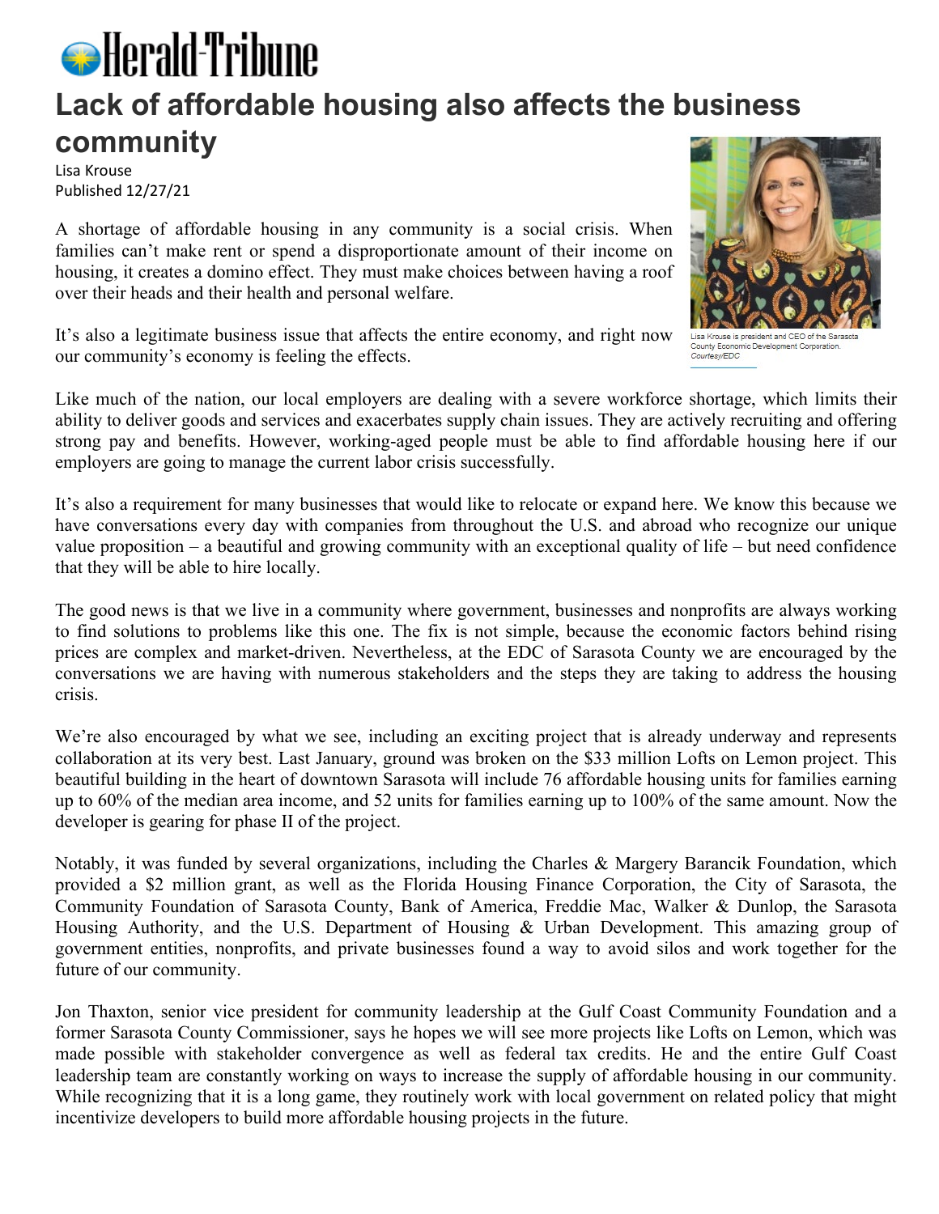Herald-Tribune

# Lack of affordable housing also affects the business community

Lisa Krouse
Published 12/27/21

A shortage of affordable housing in any community is a social crisis. When families can't make rent or spend a disproportionate amount of their income on housing, it creates a domino effect. They must make choices between having a roof over their heads and their health and personal welfare.

It's also a legitimate business issue that affects the entire economy, and right now our community's economy is feeling the effects.

Lisa Krouse is president and CEO of the Sarasota County Economic Development Corporation. *Courtesy/EDC*

Like much of the nation, our local employers are dealing with a severe workforce shortage, which limits their ability to deliver goods and services and exacerbates supply chain issues. They are actively recruiting and offering strong pay and benefits. However, working-aged people must be able to find affordable housing here if our employers are going to manage the current labor crisis successfully.

It's also a requirement for many businesses that would like to relocate or expand here. We know this because we have conversations every day with companies from throughout the U.S. and abroad who recognize our unique value proposition – a beautiful and growing community with an exceptional quality of life – but need confidence that they will be able to hire locally.

The good news is that we live in a community where government, businesses and nonprofits are always working to find solutions to problems like this one. The fix is not simple, because the economic factors behind rising prices are complex and market-driven. Nevertheless, at the EDC of Sarasota County we are encouraged by the conversations we are having with numerous stakeholders and the steps they are taking to address the housing crisis.

We're also encouraged by what we see, including an exciting project that is already underway and represents collaboration at its very best. Last January, ground was broken on the $33 million Lofts on Lemon project. This beautiful building in the heart of downtown Sarasota will include 76 affordable housing units for families earning up to 60% of the median area income, and 52 units for families earning up to 100% of the same amount. Now the developer is gearing for phase II of the project.

Notably, it was funded by several organizations, including the Charles & Margery Barancik Foundation, which provided a $2 million grant, as well as the Florida Housing Finance Corporation, the City of Sarasota, the Community Foundation of Sarasota County, Bank of America, Freddie Mac, Walker & Dunlop, the Sarasota Housing Authority, and the U.S. Department of Housing & Urban Development. This amazing group of government entities, nonprofits, and private businesses found a way to avoid silos and work together for the future of our community.

Jon Thaxton, senior vice president for community leadership at the Gulf Coast Community Foundation and a former Sarasota County Commissioner, says he hopes we will see more projects like Lofts on Lemon, which was made possible with stakeholder convergence as well as federal tax credits. He and the entire Gulf Coast leadership team are constantly working on ways to increase the supply of affordable housing in our community. While recognizing that it is a long game, they routinely work with local government on related policy that might incentivize developers to build more affordable housing projects in the future.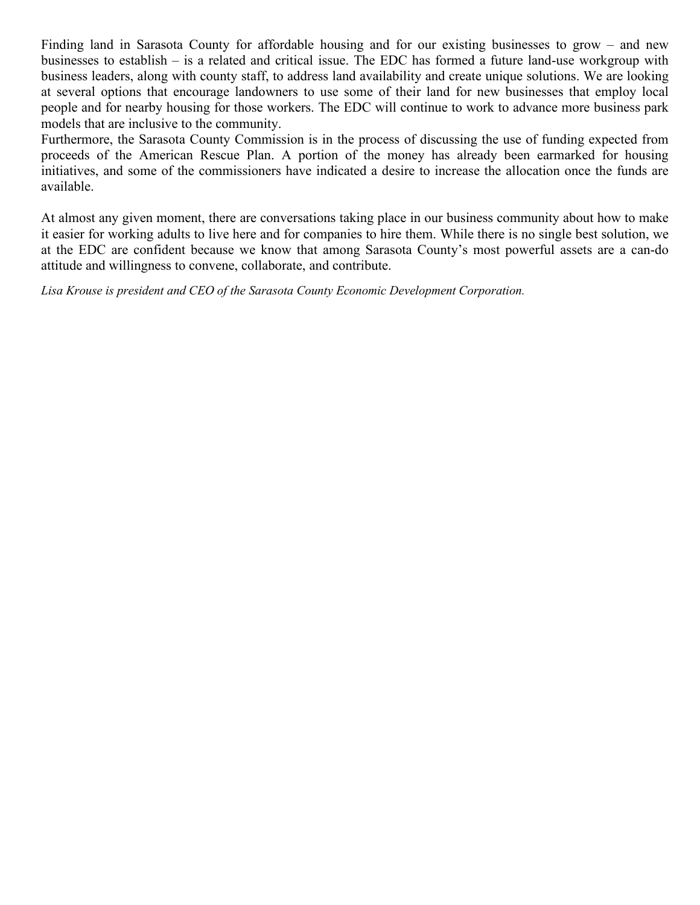Finding land in Sarasota County for affordable housing and for our existing businesses to grow – and new businesses to establish – is a related and critical issue. The EDC has formed a future land-use workgroup with business leaders, along with county staff, to address land availability and create unique solutions. We are looking at several options that encourage landowners to use some of their land for new businesses that employ local people and for nearby housing for those workers. The EDC will continue to work to advance more business park models that are inclusive to the community.

Furthermore, the Sarasota County Commission is in the process of discussing the use of funding expected from proceeds of the American Rescue Plan. A portion of the money has already been earmarked for housing initiatives, and some of the commissioners have indicated a desire to increase the allocation once the funds are available.

At almost any given moment, there are conversations taking place in our business community about how to make it easier for working adults to live here and for companies to hire them. While there is no single best solution, we at the EDC are confident because we know that among Sarasota County's most powerful assets are a can-do attitude and willingness to convene, collaborate, and contribute.

*Lisa Krouse is president and CEO of the Sarasota County Economic Development Corporation.*